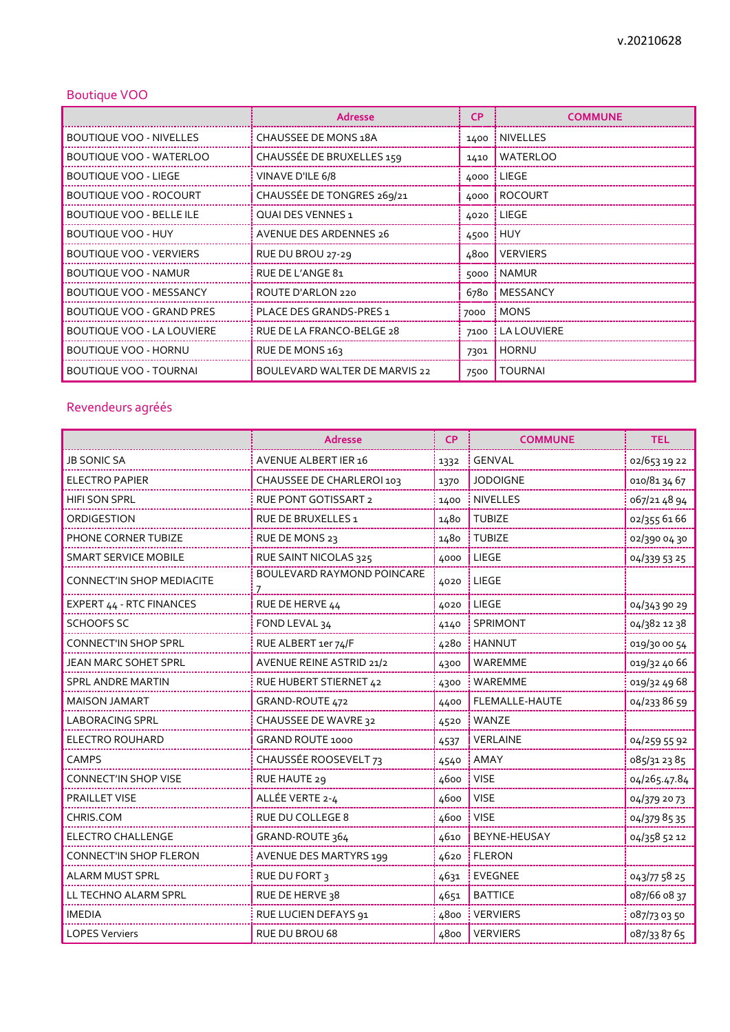v.20210628

## Boutique VOO

| | Adresse | CP | COMMUNE |
|---|---|---|---|
| BOUTIQUE VOO - NIVELLES | CHAUSSEE DE MONS 18A | 1400 | NIVELLES |
| BOUTIQUE VOO - WATERLOO | CHAUSSÉE DE BRUXELLES 159 | 1410 | WATERLOO |
| BOUTIQUE VOO - LIEGE | VINAVE D'ILE 6/8 | 4000 | LIEGE |
| BOUTIQUE VOO - ROCOURT | CHAUSSÉE DE TONGRES 269/21 | 4000 | ROCOURT |
| BOUTIQUE VOO - BELLE ILE | QUAI DES VENNES 1 | 4020 | LIEGE |
| BOUTIQUE VOO - HUY | AVENUE DES ARDENNES 26 | 4500 | HUY |
| BOUTIQUE VOO - VERVIERS | RUE DU BROU 27-29 | 4800 | VERVIERS |
| BOUTIQUE VOO - NAMUR | RUE DE L'ANGE 81 | 5000 | NAMUR |
| BOUTIQUE VOO - MESSANCY | ROUTE D'ARLON 220 | 6780 | MESSANCY |
| BOUTIQUE VOO - GRAND PRES | PLACE DES GRANDS-PRES 1 | 7000 | MONS |
| BOUTIQUE VOO - LA LOUVIERE | RUE DE LA FRANCO-BELGE 28 | 7100 | LA LOUVIERE |
| BOUTIQUE VOO - HORNU | RUE DE MONS 163 | 7301 | HORNU |
| BOUTIQUE VOO - TOURNAI | BOULEVARD WALTER DE MARVIS 22 | 7500 | TOURNAI |

## Revendeurs agréés

| | Adresse | CP | COMMUNE | TEL |
|---|---|---|---|---|
| JB SONIC SA | AVENUE ALBERT IER 16 | 1332 | GENVAL | 02/653 19 22 |
| ELECTRO PAPIER | CHAUSSEE DE CHARLEROI 103 | 1370 | JODOIGNE | 010/81 34 67 |
| HIFI SON SPRL | RUE PONT GOTISSART 2 | 1400 | NIVELLES | 067/21 48 94 |
| ORDIGESTION | RUE DE BRUXELLES 1 | 1480 | TUBIZE | 02/355 61 66 |
| PHONE CORNER TUBIZE | RUE DE MONS 23 | 1480 | TUBIZE | 02/390 04 30 |
| SMART SERVICE MOBILE | RUE SAINT NICOLAS 325 | 4000 | LIEGE | 04/339 53 25 |
| CONNECT'IN SHOP MEDIACITE | BOULEVARD RAYMOND POINCARE 7 | 4020 | LIEGE | |
| EXPERT 44 - RTC FINANCES | RUE DE HERVE 44 | 4020 | LIEGE | 04/343 90 29 |
| SCHOOFS SC | FOND LEVAL 34 | 4140 | SPRIMONT | 04/382 12 38 |
| CONNECT'IN SHOP SPRL | RUE ALBERT 1er 74/F | 4280 | HANNUT | 019/30 00 54 |
| JEAN MARC SOHET SPRL | AVENUE REINE ASTRID 21/2 | 4300 | WAREMME | 019/32 40 66 |
| SPRL ANDRE MARTIN | RUE HUBERT STIERNET 42 | 4300 | WAREMME | 019/32 49 68 |
| MAISON JAMART | GRAND-ROUTE 472 | 4400 | FLEMALLE-HAUTE | 04/233 86 59 |
| LABORACING SPRL | CHAUSSEE DE WAVRE 32 | 4520 | WANZE | |
| ELECTRO ROUHARD | GRAND ROUTE 1000 | 4537 | VERLAINE | 04/259 55 92 |
| CAMPS | CHAUSSÉE ROOSEVELT 73 | 4540 | AMAY | 085/31 23 85 |
| CONNECT'IN SHOP VISE | RUE HAUTE 29 | 4600 | VISE | 04/265.47.84 |
| PRAILLET VISE | ALLÉE VERTE 2-4 | 4600 | VISE | 04/379 20 73 |
| CHRIS.COM | RUE DU COLLEGE 8 | 4600 | VISE | 04/379 85 35 |
| ELECTRO CHALLENGE | GRAND-ROUTE 364 | 4610 | BEYNE-HEUSAY | 04/358 52 12 |
| CONNECT'IN SHOP FLERON | AVENUE DES MARTYRS 199 | 4620 | FLERON | |
| ALARM MUST SPRL | RUE DU FORT 3 | 4631 | EVEGNEE | 043/77 58 25 |
| LL TECHNO ALARM SPRL | RUE DE HERVE 38 | 4651 | BATTICE | 087/66 08 37 |
| IMEDIA | RUE LUCIEN DEFAYS 91 | 4800 | VERVIERS | 087/73 03 50 |
| LOPES Verviers | RUE DU BROU 68 | 4800 | VERVIERS | 087/33 87 65 |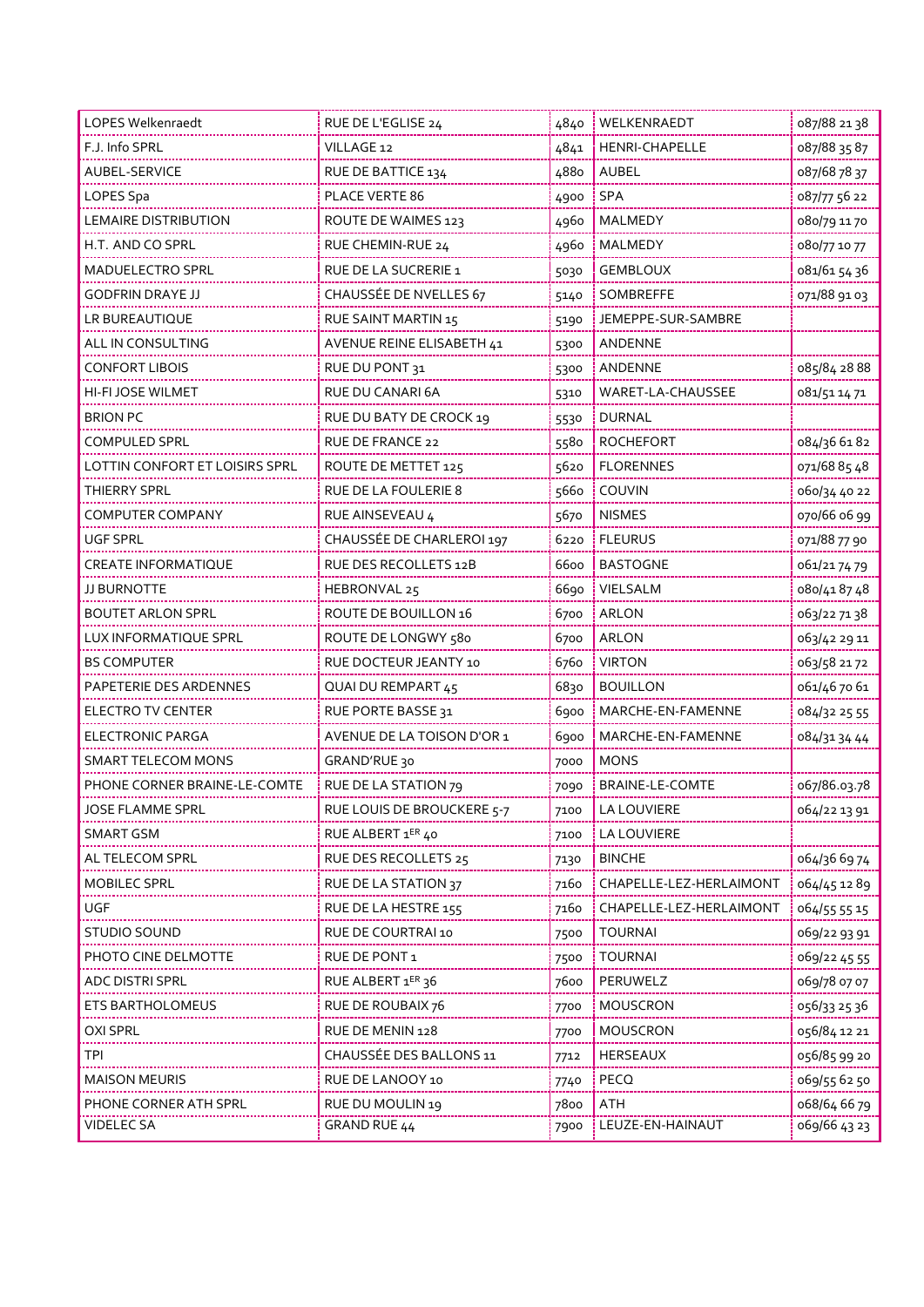| | | | | |
|---|---|---|---|---|
| LOPES Welkenraedt | RUE DE L'EGLISE 24 | 4840 | WELKENRAEDT | 087/88 21 38 |
| F.J. Info SPRL | VILLAGE 12 | 4841 | HENRI-CHAPELLE | 087/88 35 87 |
| AUBEL-SERVICE | RUE DE BATTICE 134 | 4880 | AUBEL | 087/68 78 37 |
| LOPES Spa | PLACE VERTE 86 | 4900 | SPA | 087/77 56 22 |
| LEMAIRE DISTRIBUTION | ROUTE DE WAIMES 123 | 4960 | MALMEDY | 080/79 11 70 |
| H.T. AND CO SPRL | RUE CHEMIN-RUE 24 | 4960 | MALMEDY | 080/77 10 77 |
| MADUELECTRO SPRL | RUE DE LA SUCRERIE 1 | 5030 | GEMBLOUX | 081/61 54 36 |
| GODFRIN DRAYE JJ | CHAUSSÉE DE NVELLES 67 | 5140 | SOMBREFFE | 071/88 91 03 |
| LR BUREAUTIQUE | RUE SAINT MARTIN 15 | 5190 | JEMEPPE-SUR-SAMBRE | |
| ALL IN CONSULTING | AVENUE REINE ELISABETH 41 | 5300 | ANDENNE | |
| CONFORT LIBOIS | RUE DU PONT 31 | 5300 | ANDENNE | 085/84 28 88 |
| HI-FI JOSE WILMET | RUE DU CANARI 6A | 5310 | WARET-LA-CHAUSSEE | 081/51 14 71 |
| BRION PC | RUE DU BATY DE CROCK 19 | 5530 | DURNAL | |
| COMPULED SPRL | RUE DE FRANCE 22 | 5580 | ROCHEFORT | 084/36 61 82 |
| LOTTIN CONFORT ET LOISIRS SPRL | ROUTE DE METTET 125 | 5620 | FLORENNES | 071/68 85 48 |
| THIERRY SPRL | RUE DE LA FOULERIE 8 | 5660 | COUVIN | 060/34 40 22 |
| COMPUTER COMPANY | RUE AINSEVEAU 4 | 5670 | NISMES | 070/66 06 99 |
| UGF SPRL | CHAUSSÉE DE CHARLEROI 197 | 6220 | FLEURUS | 071/88 77 90 |
| CREATE INFORMATIQUE | RUE DES RECOLLETS 12B | 6600 | BASTOGNE | 061/21 74 79 |
| JJ BURNOTTE | HEBRONVAL 25 | 6690 | VIELSALM | 080/41 87 48 |
| BOUTET ARLON SPRL | ROUTE DE BOUILLON 16 | 6700 | ARLON | 063/22 71 38 |
| LUX INFORMATIQUE SPRL | ROUTE DE LONGWY 580 | 6700 | ARLON | 063/42 29 11 |
| BS COMPUTER | RUE DOCTEUR JEANTY 10 | 6760 | VIRTON | 063/58 21 72 |
| PAPETERIE DES ARDENNES | QUAI DU REMPART 45 | 6830 | BOUILLON | 061/46 70 61 |
| ELECTRO TV CENTER | RUE PORTE BASSE 31 | 6900 | MARCHE-EN-FAMENNE | 084/32 25 55 |
| ELECTRONIC PARGA | AVENUE DE LA TOISON D'OR 1 | 6900 | MARCHE-EN-FAMENNE | 084/31 34 44 |
| SMART TELECOM MONS | GRAND'RUE 30 | 7000 | MONS | |
| PHONE CORNER BRAINE-LE-COMTE | RUE DE LA STATION 79 | 7090 | BRAINE-LE-COMTE | 067/86.03.78 |
| JOSE FLAMME SPRL | RUE LOUIS DE BROUCKERE 5-7 | 7100 | LA LOUVIERE | 064/22 13 91 |
| SMART GSM | RUE ALBERT 1ER 40 | 7100 | LA LOUVIERE | |
| AL TELECOM SPRL | RUE DES RECOLLETS 25 | 7130 | BINCHE | 064/36 69 74 |
| MOBILEC SPRL | RUE DE LA STATION 37 | 7160 | CHAPELLE-LEZ-HERLAIMONT | 064/45 12 89 |
| UGF | RUE DE LA HESTRE 155 | 7160 | CHAPELLE-LEZ-HERLAIMONT | 064/55 55 15 |
| STUDIO SOUND | RUE DE COURTRAI 10 | 7500 | TOURNAI | 069/22 93 91 |
| PHOTO CINE DELMOTTE | RUE DE PONT 1 | 7500 | TOURNAI | 069/22 45 55 |
| ADC DISTRI SPRL | RUE ALBERT 1ER 36 | 7600 | PERUWELZ | 069/78 07 07 |
| ETS BARTHOLOMEUS | RUE DE ROUBAIX 76 | 7700 | MOUSCRON | 056/33 25 36 |
| OXI SPRL | RUE DE MENIN 128 | 7700 | MOUSCRON | 056/84 12 21 |
| TPI | CHAUSSÉE DES BALLONS 11 | 7712 | HERSEAUX | 056/85 99 20 |
| MAISON MEURIS | RUE DE LANOOY 10 | 7740 | PECQ | 069/55 62 50 |
| PHONE CORNER ATH SPRL | RUE DU MOULIN 19 | 7800 | ATH | 068/64 66 79 |
| VIDELEC SA | GRAND RUE 44 | 7900 | LEUZE-EN-HAINAUT | 069/66 43 23 |